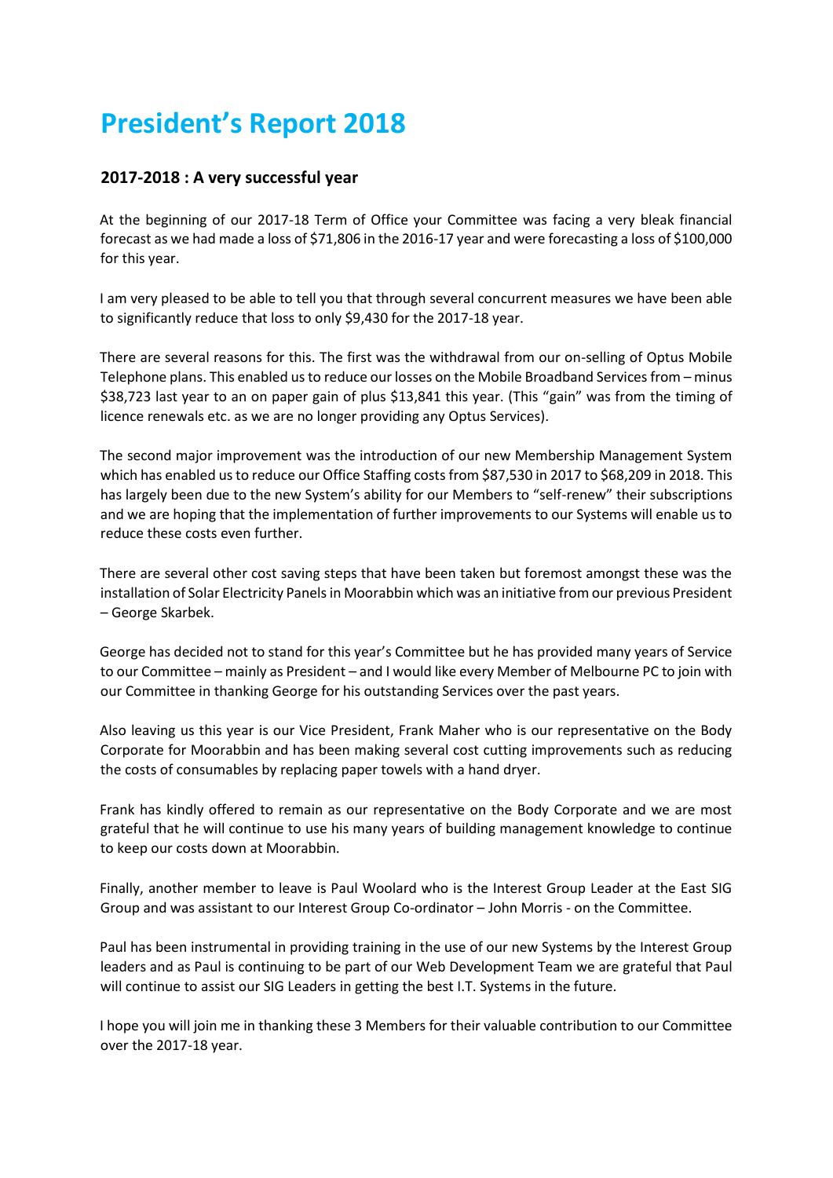# President's Report 2018

## 2017-2018 : A very successful year

At the beginning of our 2017-18 Term of Office your Committee was facing a very bleak financial forecast as we had made a loss of $71,806 in the 2016-17 year and were forecasting a loss of $100,000 for this year.

I am very pleased to be able to tell you that through several concurrent measures we have been able to significantly reduce that loss to only $9,430 for the 2017-18 year.

There are several reasons for this. The first was the withdrawal from our on-selling of Optus Mobile Telephone plans. This enabled us to reduce our losses on the Mobile Broadband Services from – minus $38,723 last year to an on paper gain of plus $13,841 this year. (This "gain" was from the timing of licence renewals etc. as we are no longer providing any Optus Services).

The second major improvement was the introduction of our new Membership Management System which has enabled us to reduce our Office Staffing costs from $87,530 in 2017 to $68,209 in 2018. This has largely been due to the new System's ability for our Members to "self-renew" their subscriptions and we are hoping that the implementation of further improvements to our Systems will enable us to reduce these costs even further.

There are several other cost saving steps that have been taken but foremost amongst these was the installation of Solar Electricity Panels in Moorabbin which was an initiative from our previous President – George Skarbek.

George has decided not to stand for this year's Committee but he has provided many years of Service to our Committee – mainly as President – and I would like every Member of Melbourne PC to join with our Committee in thanking George for his outstanding Services over the past years.

Also leaving us this year is our Vice President, Frank Maher who is our representative on the Body Corporate for Moorabbin and has been making several cost cutting improvements such as reducing the costs of consumables by replacing paper towels with a hand dryer.

Frank has kindly offered to remain as our representative on the Body Corporate and we are most grateful that he will continue to use his many years of building management knowledge to continue to keep our costs down at Moorabbin.

Finally, another member to leave is Paul Woolard who is the Interest Group Leader at the East SIG Group and was assistant to our Interest Group Co-ordinator – John Morris - on the Committee.

Paul has been instrumental in providing training in the use of our new Systems by the Interest Group leaders and as Paul is continuing to be part of our Web Development Team we are grateful that Paul will continue to assist our SIG Leaders in getting the best I.T. Systems in the future.

I hope you will join me in thanking these 3 Members for their valuable contribution to our Committee over the 2017-18 year.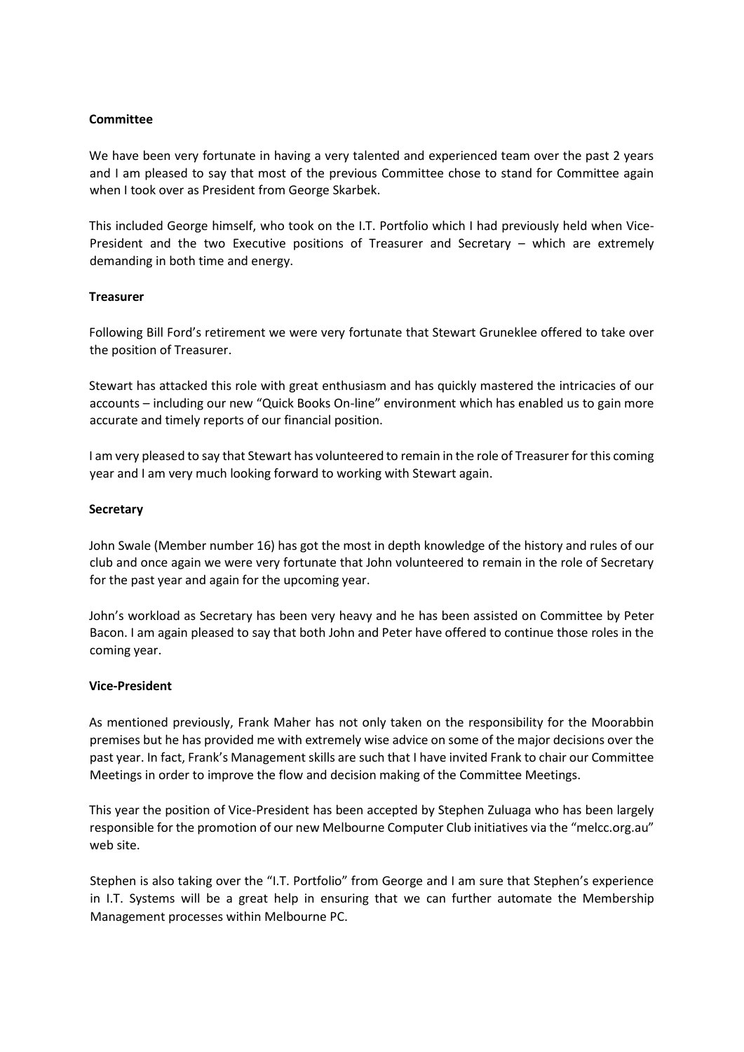**Committee**

We have been very fortunate in having a very talented and experienced team over the past 2 years and I am pleased to say that most of the previous Committee chose to stand for Committee again when I took over as President from George Skarbek.

This included George himself, who took on the I.T. Portfolio which I had previously held when Vice-President and the two Executive positions of Treasurer and Secretary – which are extremely demanding in both time and energy.

**Treasurer**

Following Bill Ford's retirement we were very fortunate that Stewart Gruneklee offered to take over the position of Treasurer.

Stewart has attacked this role with great enthusiasm and has quickly mastered the intricacies of our accounts – including our new "Quick Books On-line" environment which has enabled us to gain more accurate and timely reports of our financial position.

I am very pleased to say that Stewart has volunteered to remain in the role of Treasurer for this coming year and I am very much looking forward to working with Stewart again.

**Secretary**

John Swale (Member number 16) has got the most in depth knowledge of the history and rules of our club and once again we were very fortunate that John volunteered to remain in the role of Secretary for the past year and again for the upcoming year.

John's workload as Secretary has been very heavy and he has been assisted on Committee by Peter Bacon. I am again pleased to say that both John and Peter have offered to continue those roles in the coming year.

**Vice-President**

As mentioned previously, Frank Maher has not only taken on the responsibility for the Moorabbin premises but he has provided me with extremely wise advice on some of the major decisions over the past year. In fact, Frank's Management skills are such that I have invited Frank to chair our Committee Meetings in order to improve the flow and decision making of the Committee Meetings.

This year the position of Vice-President has been accepted by Stephen Zuluaga who has been largely responsible for the promotion of our new Melbourne Computer Club initiatives via the "melcc.org.au" web site.

Stephen is also taking over the "I.T. Portfolio" from George and I am sure that Stephen's experience in I.T. Systems will be a great help in ensuring that we can further automate the Membership Management processes within Melbourne PC.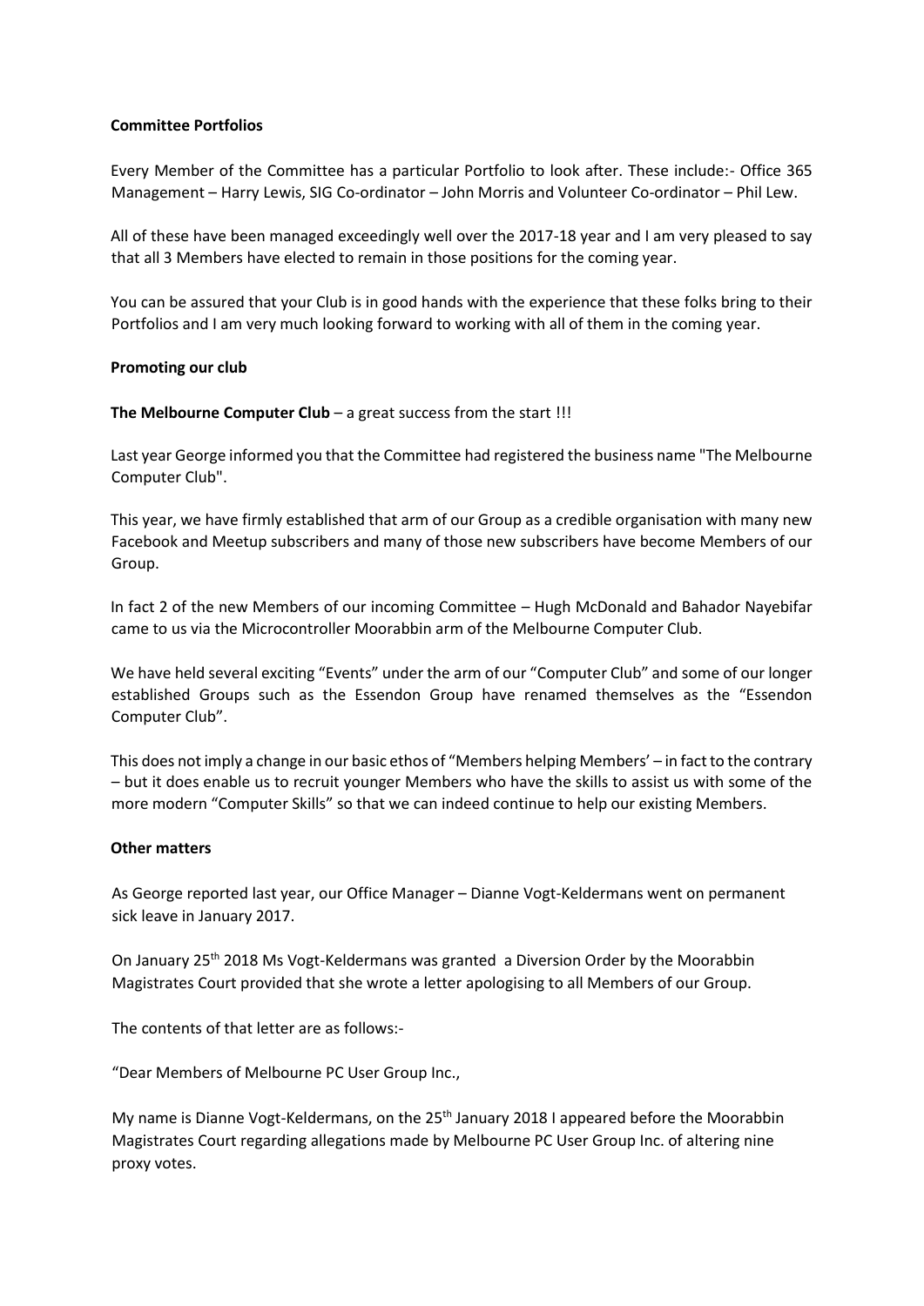**Committee Portfolios**

Every Member of the Committee has a particular Portfolio to look after. These include:- Office 365 Management – Harry Lewis, SIG Co-ordinator – John Morris and Volunteer Co-ordinator – Phil Lew.

All of these have been managed exceedingly well over the 2017-18 year and I am very pleased to say that all 3 Members have elected to remain in those positions for the coming year.

You can be assured that your Club is in good hands with the experience that these folks bring to their Portfolios and I am very much looking forward to working with all of them in the coming year.

**Promoting our club**

**The Melbourne Computer Club** – a great success from the start !!!

Last year George informed you that the Committee had registered the business name "The Melbourne Computer Club".

This year, we have firmly established that arm of our Group as a credible organisation with many new Facebook and Meetup subscribers and many of those new subscribers have become Members of our Group.

In fact 2 of the new Members of our incoming Committee – Hugh McDonald and Bahador Nayebifar came to us via the Microcontroller Moorabbin arm of the Melbourne Computer Club.

We have held several exciting "Events" under the arm of our "Computer Club" and some of our longer established Groups such as the Essendon Group have renamed themselves as the "Essendon Computer Club".

This does not imply a change in our basic ethos of "Members helping Members' – in fact to the contrary – but it does enable us to recruit younger Members who have the skills to assist us with some of the more modern "Computer Skills" so that we can indeed continue to help our existing Members.

**Other matters**

As George reported last year, our Office Manager – Dianne Vogt-Keldermans went on permanent sick leave in January 2017.

On January 25th 2018 Ms Vogt-Keldermans was granted a Diversion Order by the Moorabbin Magistrates Court provided that she wrote a letter apologising to all Members of our Group.

The contents of that letter are as follows:-

"Dear Members of Melbourne PC User Group Inc.,

My name is Dianne Vogt-Keldermans, on the 25th January 2018 I appeared before the Moorabbin Magistrates Court regarding allegations made by Melbourne PC User Group Inc. of altering nine proxy votes.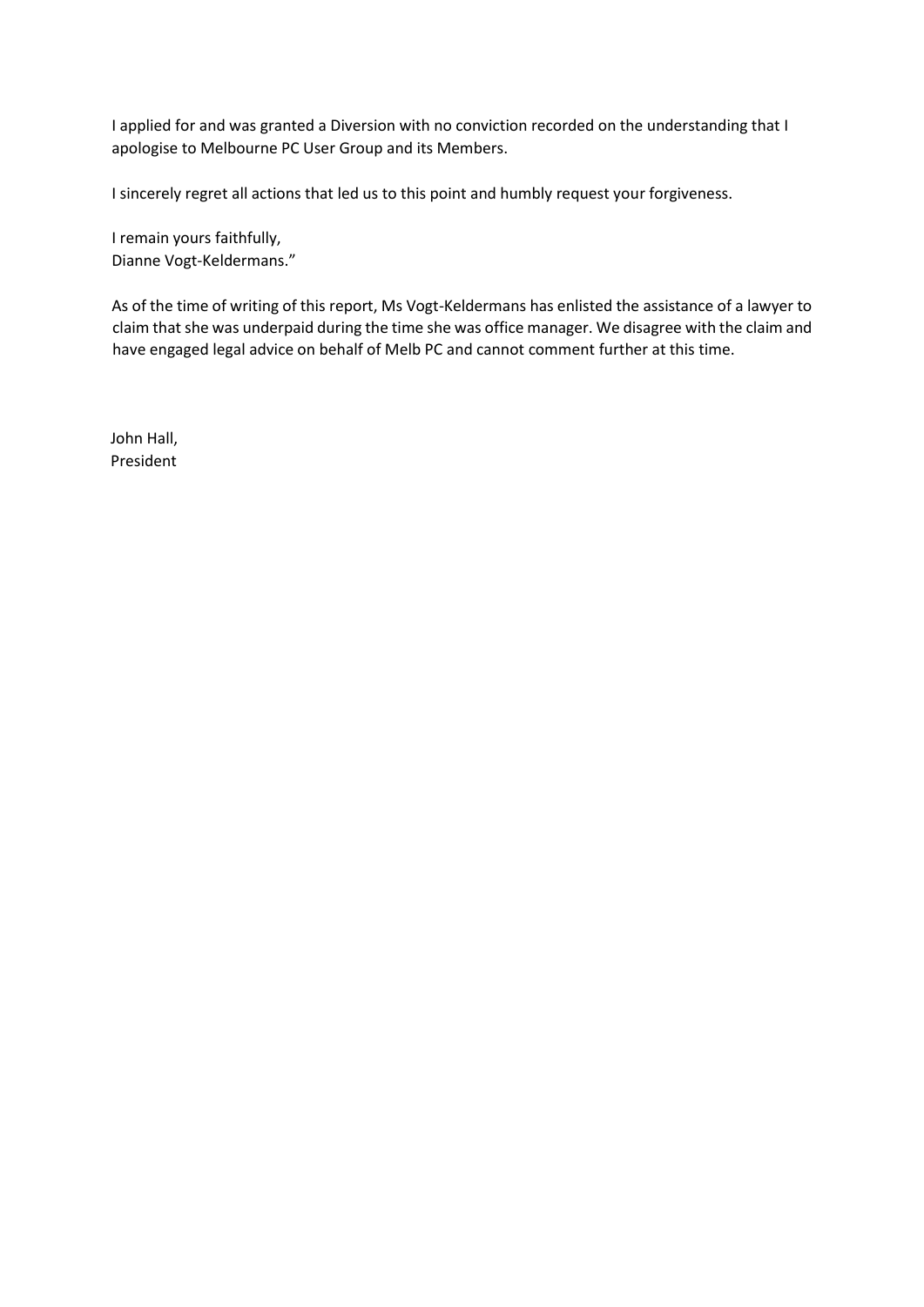I applied for and was granted a Diversion with no conviction recorded on the understanding that I apologise to Melbourne PC User Group and its Members.

I sincerely regret all actions that led us to this point and humbly request your forgiveness.

I remain yours faithfully,
Dianne Vogt-Keldermans."

As of the time of writing of this report, Ms Vogt-Keldermans has enlisted the assistance of a lawyer to claim that she was underpaid during the time she was office manager. We disagree with the claim and have engaged legal advice on behalf of Melb PC and cannot comment further at this time.

John Hall,
President